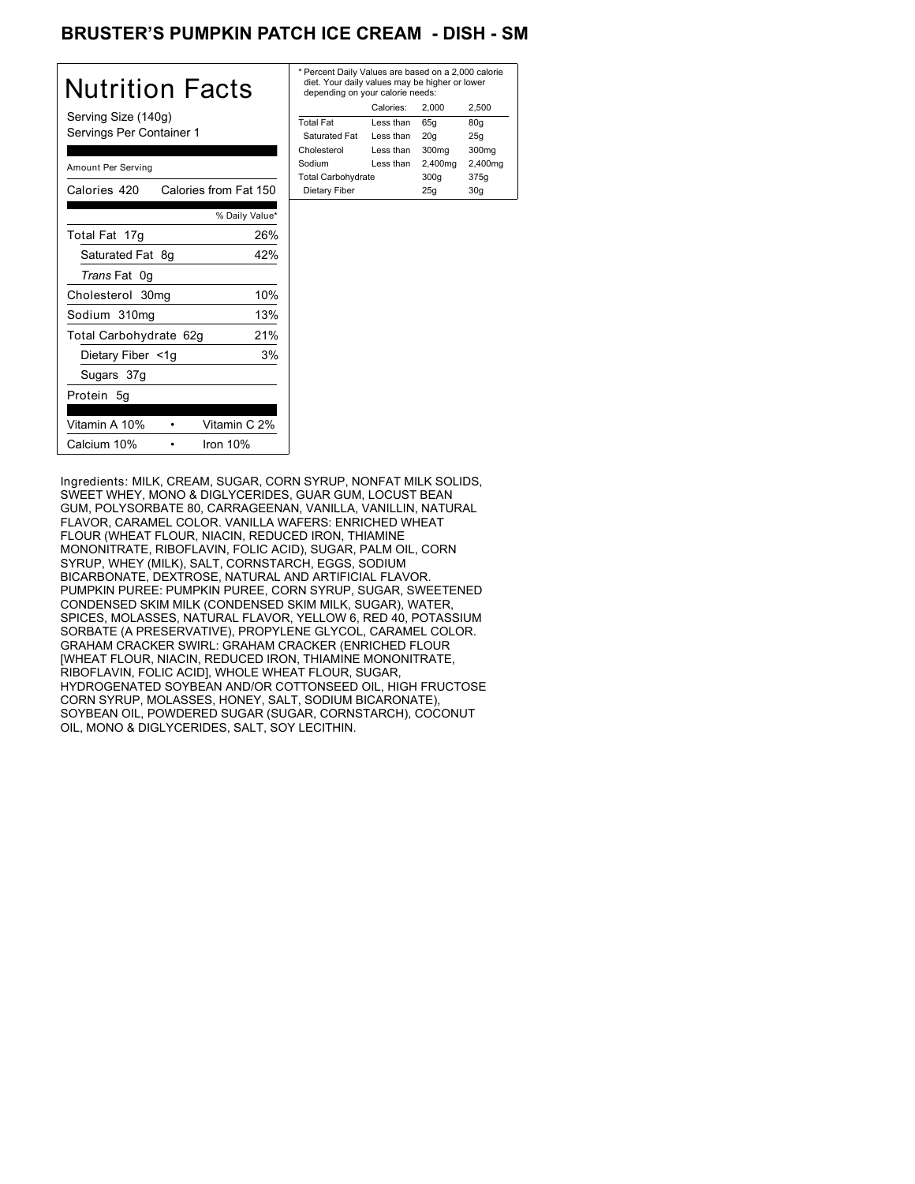# BRUSTER'S PUMPKIN PATCH ICE CREAM - DISH - SM

## Nutrition Facts

Serving Size (140g)
Servings Per Container 1

Amount Per Serving

| Calories 420 | Calories from Fat 150 |
|---|---|
| | % Daily Value* |
| Total Fat 17g | 26% |
| Saturated Fat 8g | 42% |
| *Trans* Fat 0g | |
| Cholesterol 30mg | 10% |
| Sodium 310mg | 13% |
| Total Carbohydrate 62g | 21% |
| Dietary Fiber <1g | 3% |
| Sugars 37g | |
| Protein 5g | |

| Vitamin A 10% | • | Vitamin C 2% |
|---|---|---|
| Calcium 10% | • | Iron 10% |

* Percent Daily Values are based on a 2,000 calorie diet. Your daily values may be higher or lower depending on your calorie needs:

| | Calories: | 2,000 | 2,500 |
|---|---|---|---|
| Total Fat | Less than | 65g | 80g |
| Saturated Fat | Less than | 20g | 25g |
| Cholesterol | Less than | 300mg | 300mg |
| Sodium | Less than | 2,400mg | 2,400mg |
| Total Carbohydrate | | 300g | 375g |
| Dietary Fiber | | 25g | 30g |

Ingredients: MILK, CREAM, SUGAR, CORN SYRUP, NONFAT MILK SOLIDS, SWEET WHEY, MONO & DIGLYCERIDES, GUAR GUM, LOCUST BEAN GUM, POLYSORBATE 80, CARRAGEENAN, VANILLA, VANILLIN, NATURAL FLAVOR, CARAMEL COLOR. VANILLA WAFERS: ENRICHED WHEAT FLOUR (WHEAT FLOUR, NIACIN, REDUCED IRON, THIAMINE MONONITRATE, RIBOFLAVIN, FOLIC ACID), SUGAR, PALM OIL, CORN SYRUP, WHEY (MILK), SALT, CORNSTARCH, EGGS, SODIUM BICARBONATE, DEXTROSE, NATURAL AND ARTIFICIAL FLAVOR. PUMPKIN PUREE: PUMPKIN PUREE, CORN SYRUP, SUGAR, SWEETENED CONDENSED SKIM MILK (CONDENSED SKIM MILK, SUGAR), WATER, SPICES, MOLASSES, NATURAL FLAVOR, YELLOW 6, RED 40, POTASSIUM SORBATE (A PRESERVATIVE), PROPYLENE GLYCOL, CARAMEL COLOR. GRAHAM CRACKER SWIRL: GRAHAM CRACKER (ENRICHED FLOUR [WHEAT FLOUR, NIACIN, REDUCED IRON, THIAMINE MONONITRATE, RIBOFLAVIN, FOLIC ACID], WHOLE WHEAT FLOUR, SUGAR, HYDROGENATED SOYBEAN AND/OR COTTONSEED OIL, HIGH FRUCTOSE CORN SYRUP, MOLASSES, HONEY, SALT, SODIUM BICARONATE), SOYBEAN OIL, POWDERED SUGAR (SUGAR, CORNSTARCH), COCONUT OIL, MONO & DIGLYCERIDES, SALT, SOY LECITHIN.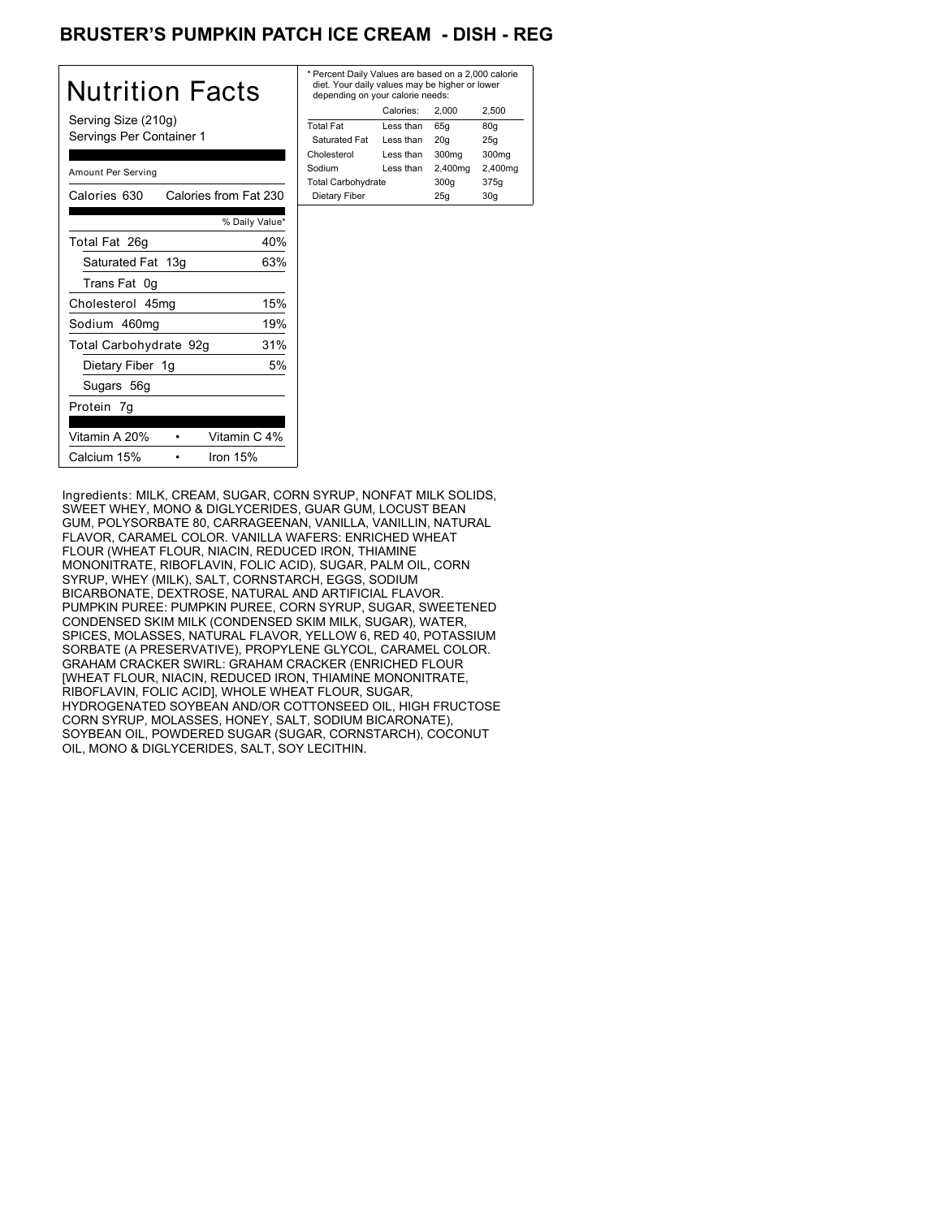# BRUSTER'S PUMPKIN PATCH ICE CREAM - DISH - REG

## Nutrition Facts

Serving Size (210g)
Servings Per Container 1

Amount Per Serving

| Calories 630 | Calories from Fat 230 |
|---|---|
| | % Daily Value* |
| Total Fat 26g | 40% |
| Saturated Fat 13g | 63% |
| Trans Fat 0g | |
| Cholesterol 45mg | 15% |
| Sodium 460mg | 19% |
| Total Carbohydrate 92g | 31% |
| Dietary Fiber 1g | 5% |
| Sugars 56g | |
| Protein 7g | |

| Vitamin A 20% | • | Vitamin C 4% |
|---|---|---|
| Calcium 15% | • | Iron 15% |

* Percent Daily Values are based on a 2,000 calorie diet. Your daily values may be higher or lower depending on your calorie needs:

| | Calories: | 2,000 | 2,500 |
|---|---|---|---|
| Total Fat | Less than | 65g | 80g |
| Saturated Fat | Less than | 20g | 25g |
| Cholesterol | Less than | 300mg | 300mg |
| Sodium | Less than | 2,400mg | 2,400mg |
| Total Carbohydrate | | 300g | 375g |
| Dietary Fiber | | 25g | 30g |

Ingredients: MILK, CREAM, SUGAR, CORN SYRUP, NONFAT MILK SOLIDS, SWEET WHEY, MONO & DIGLYCERIDES, GUAR GUM, LOCUST BEAN GUM, POLYSORBATE 80, CARRAGEENAN, VANILLA, VANILLIN, NATURAL FLAVOR, CARAMEL COLOR. VANILLA WAFERS: ENRICHED WHEAT FLOUR (WHEAT FLOUR, NIACIN, REDUCED IRON, THIAMINE MONONITRATE, RIBOFLAVIN, FOLIC ACID), SUGAR, PALM OIL, CORN SYRUP, WHEY (MILK), SALT, CORNSTARCH, EGGS, SODIUM BICARBONATE, DEXTROSE, NATURAL AND ARTIFICIAL FLAVOR. PUMPKIN PUREE: PUMPKIN PUREE, CORN SYRUP, SUGAR, SWEETENED CONDENSED SKIM MILK (CONDENSED SKIM MILK, SUGAR), WATER, SPICES, MOLASSES, NATURAL FLAVOR, YELLOW 6, RED 40, POTASSIUM SORBATE (A PRESERVATIVE), PROPYLENE GLYCOL, CARAMEL COLOR. GRAHAM CRACKER SWIRL: GRAHAM CRACKER (ENRICHED FLOUR [WHEAT FLOUR, NIACIN, REDUCED IRON, THIAMINE MONONITRATE, RIBOFLAVIN, FOLIC ACID], WHOLE WHEAT FLOUR, SUGAR, HYDROGENATED SOYBEAN AND/OR COTTONSEED OIL, HIGH FRUCTOSE CORN SYRUP, MOLASSES, HONEY, SALT, SODIUM BICARONATE), SOYBEAN OIL, POWDERED SUGAR (SUGAR, CORNSTARCH), COCONUT OIL, MONO & DIGLYCERIDES, SALT, SOY LECITHIN.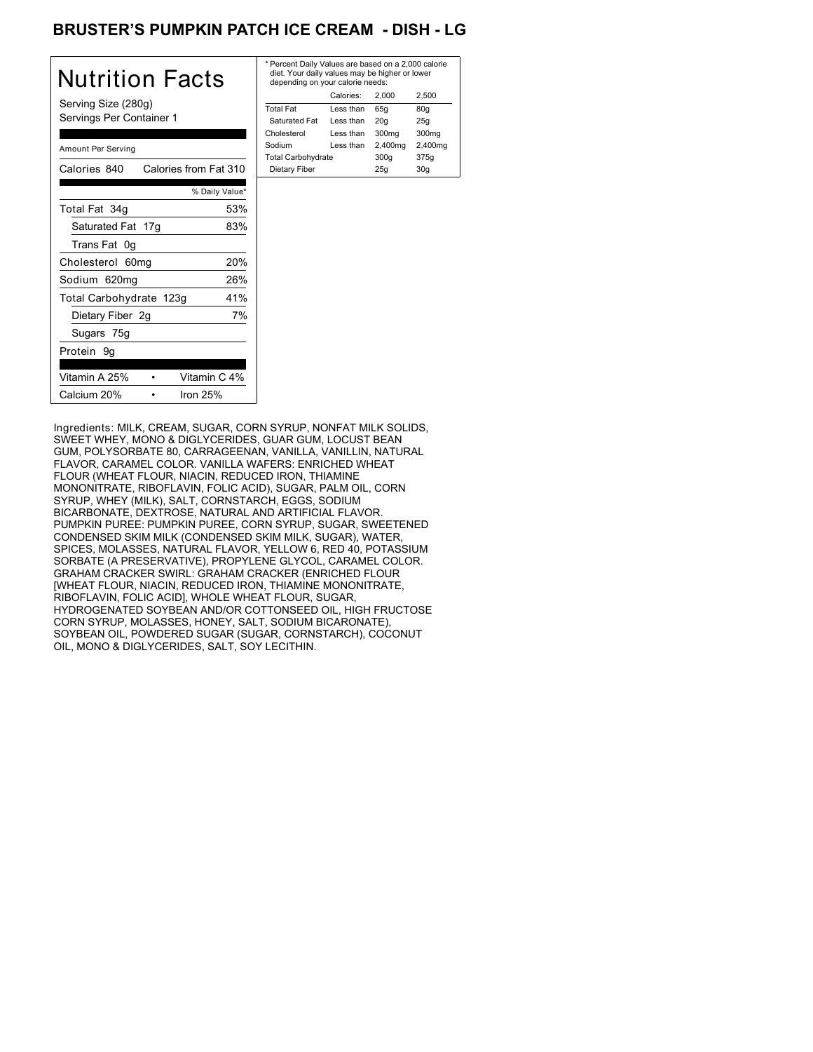# BRUSTER'S PUMPKIN PATCH ICE CREAM - DISH - LG

## Nutrition Facts

Serving Size (280g)
Servings Per Container 1

Amount Per Serving

| Calories 840 | Calories from Fat 310 |
|---|---|
| | % Daily Value* |
| Total Fat 34g | 53% |
| Saturated Fat 17g | 83% |
| Trans Fat 0g | |
| Cholesterol 60mg | 20% |
| Sodium 620mg | 26% |
| Total Carbohydrate 123g | 41% |
| Dietary Fiber 2g | 7% |
| Sugars 75g | |
| Protein 9g | |

| Vitamin A 25% | • | Vitamin C 4% |
|---|---|---|
| Calcium 20% | • | Iron 25% |

* Percent Daily Values are based on a 2,000 calorie diet. Your daily values may be higher or lower depending on your calorie needs:

| | Calories: | 2,000 | 2,500 |
|---|---|---|---|
| Total Fat | Less than | 65g | 80g |
| Saturated Fat | Less than | 20g | 25g |
| Cholesterol | Less than | 300mg | 300mg |
| Sodium | Less than | 2,400mg | 2,400mg |
| Total Carbohydrate | | 300g | 375g |
| Dietary Fiber | | 25g | 30g |

Ingredients: MILK, CREAM, SUGAR, CORN SYRUP, NONFAT MILK SOLIDS, SWEET WHEY, MONO & DIGLYCERIDES, GUAR GUM, LOCUST BEAN GUM, POLYSORBATE 80, CARRAGEENAN, VANILLA, VANILLIN, NATURAL FLAVOR, CARAMEL COLOR. VANILLA WAFERS: ENRICHED WHEAT FLOUR (WHEAT FLOUR, NIACIN, REDUCED IRON, THIAMINE MONONITRATE, RIBOFLAVIN, FOLIC ACID), SUGAR, PALM OIL, CORN SYRUP, WHEY (MILK), SALT, CORNSTARCH, EGGS, SODIUM BICARBONATE, DEXTROSE, NATURAL AND ARTIFICIAL FLAVOR. PUMPKIN PUREE: PUMPKIN PUREE, CORN SYRUP, SUGAR, SWEETENED CONDENSED SKIM MILK (CONDENSED SKIM MILK, SUGAR), WATER, SPICES, MOLASSES, NATURAL FLAVOR, YELLOW 6, RED 40, POTASSIUM SORBATE (A PRESERVATIVE), PROPYLENE GLYCOL, CARAMEL COLOR. GRAHAM CRACKER SWIRL: GRAHAM CRACKER (ENRICHED FLOUR [WHEAT FLOUR, NIACIN, REDUCED IRON, THIAMINE MONONITRATE, RIBOFLAVIN, FOLIC ACID], WHOLE WHEAT FLOUR, SUGAR, HYDROGENATED SOYBEAN AND/OR COTTONSEED OIL, HIGH FRUCTOSE CORN SYRUP, MOLASSES, HONEY, SALT, SODIUM BICARONATE), SOYBEAN OIL, POWDERED SUGAR (SUGAR, CORNSTARCH), COCONUT OIL, MONO & DIGLYCERIDES, SALT, SOY LECITHIN.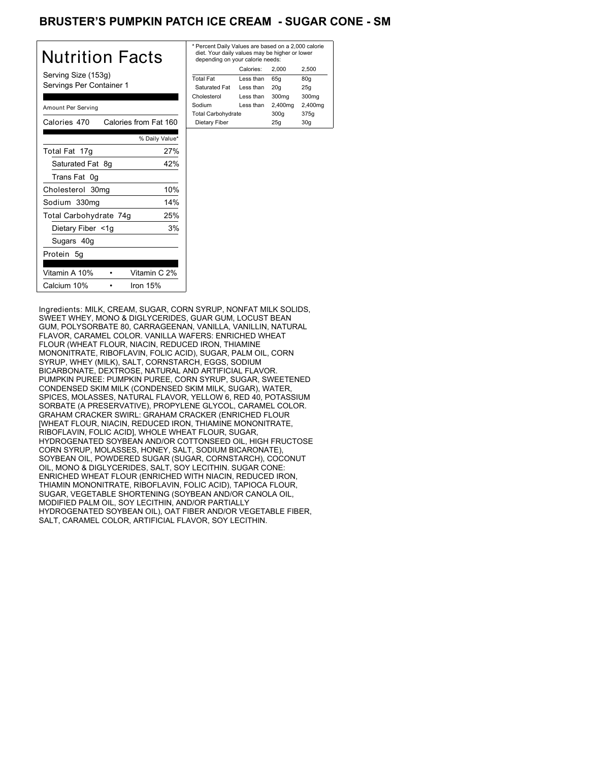# BRUSTER'S PUMPKIN PATCH ICE CREAM - SUGAR CONE - SM

## Nutrition Facts

Serving Size (153g)
Servings Per Container 1

Amount Per Serving

| | |
|---|---|
| Calories 470 | Calories from Fat 160 |
| | % Daily Value* |
| Total Fat 17g | 27% |
| Saturated Fat 8g | 42% |
| Trans Fat 0g | |
| Cholesterol 30mg | 10% |
| Sodium 330mg | 14% |
| Total Carbohydrate 74g | 25% |
| Dietary Fiber <1g | 3% |
| Sugars 40g | |
| Protein 5g | |

| | |
|---|---|
| Vitamin A 10% | Vitamin C 2% |
| Calcium 10% | Iron 15% |

\* Percent Daily Values are based on a 2,000 calorie diet. Your daily values may be higher or lower depending on your calorie needs:

| | Calories: | 2,000 | 2,500 |
|---|---|---|---|
| Total Fat | Less than | 65g | 80g |
| Saturated Fat | Less than | 20g | 25g |
| Cholesterol | Less than | 300mg | 300mg |
| Sodium | Less than | 2,400mg | 2,400mg |
| Total Carbohydrate | | 300g | 375g |
| Dietary Fiber | | 25g | 30g |

Ingredients: MILK, CREAM, SUGAR, CORN SYRUP, NONFAT MILK SOLIDS, SWEET WHEY, MONO & DIGLYCERIDES, GUAR GUM, LOCUST BEAN GUM, POLYSORBATE 80, CARRAGEENAN, VANILLA, VANILLIN, NATURAL FLAVOR, CARAMEL COLOR. VANILLA WAFERS: ENRICHED WHEAT FLOUR (WHEAT FLOUR, NIACIN, REDUCED IRON, THIAMINE MONONITRATE, RIBOFLAVIN, FOLIC ACID), SUGAR, PALM OIL, CORN SYRUP, WHEY (MILK), SALT, CORNSTARCH, EGGS, SODIUM BICARBONATE, DEXTROSE, NATURAL AND ARTIFICIAL FLAVOR. PUMPKIN PUREE: PUMPKIN PUREE, CORN SYRUP, SUGAR, SWEETENED CONDENSED SKIM MILK (CONDENSED SKIM MILK, SUGAR), WATER, SPICES, MOLASSES, NATURAL FLAVOR, YELLOW 6, RED 40, POTASSIUM SORBATE (A PRESERVATIVE), PROPYLENE GLYCOL, CARAMEL COLOR. GRAHAM CRACKER SWIRL: GRAHAM CRACKER (ENRICHED FLOUR [WHEAT FLOUR, NIACIN, REDUCED IRON, THIAMINE MONONITRATE, RIBOFLAVIN, FOLIC ACID], WHOLE WHEAT FLOUR, SUGAR, HYDROGENATED SOYBEAN AND/OR COTTONSEED OIL, HIGH FRUCTOSE CORN SYRUP, MOLASSES, HONEY, SALT, SODIUM BICARONATE), SOYBEAN OIL, POWDERED SUGAR (SUGAR, CORNSTARCH), COCONUT OIL, MONO & DIGLYCERIDES, SALT, SOY LECITHIN. SUGAR CONE: ENRICHED WHEAT FLOUR (ENRICHED WITH NIACIN, REDUCED IRON, THIAMIN MONONITRATE, RIBOFLAVIN, FOLIC ACID), TAPIOCA FLOUR, SUGAR, VEGETABLE SHORTENING (SOYBEAN AND/OR CANOLA OIL, MODIFIED PALM OIL, SOY LECITHIN, AND/OR PARTIALLY HYDROGENATED SOYBEAN OIL), OAT FIBER AND/OR VEGETABLE FIBER, SALT, CARAMEL COLOR, ARTIFICIAL FLAVOR, SOY LECITHIN.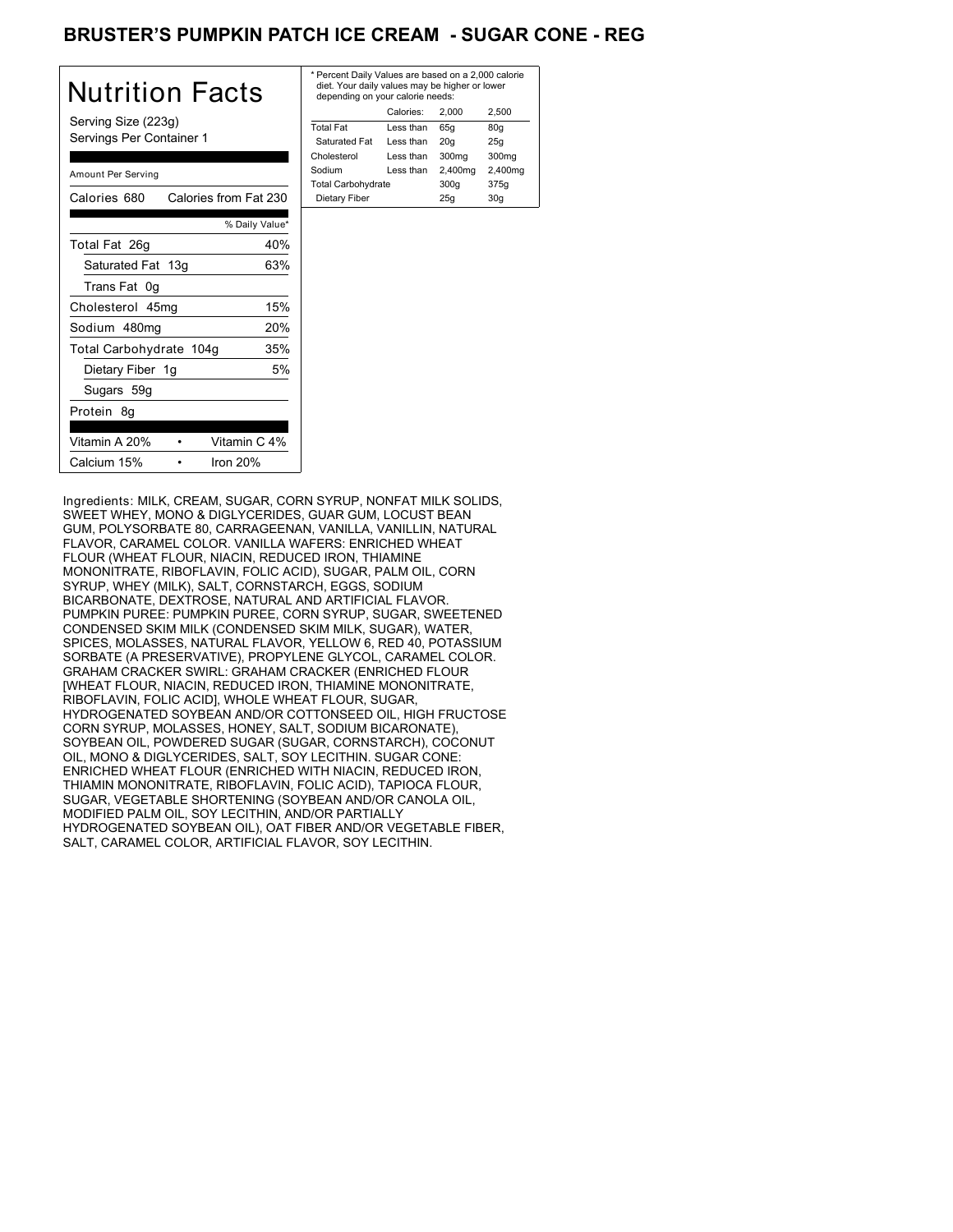# BRUSTER'S PUMPKIN PATCH ICE CREAM - SUGAR CONE - REG

## Nutrition Facts

Serving Size (223g)
Servings Per Container 1

| Amount Per Serving | |
|---|---|
| Calories 680 | Calories from Fat 230 |
| | % Daily Value* |
| Total Fat 26g | 40% |
| Saturated Fat 13g | 63% |
| Trans Fat 0g | |
| Cholesterol 45mg | 15% |
| Sodium 480mg | 20% |
| Total Carbohydrate 104g | 35% |
| Dietary Fiber 1g | 5% |
| Sugars 59g | |
| Protein 8g | |

| | |
|---|---|
| Vitamin A 20% | Vitamin C 4% |
| Calcium 15% | Iron 20% |

\* Percent Daily Values are based on a 2,000 calorie diet. Your daily values may be higher or lower depending on your calorie needs:

| | Calories: | 2,000 | 2,500 |
|---|---|---|---|
| Total Fat | Less than | 65g | 80g |
| Saturated Fat | Less than | 20g | 25g |
| Cholesterol | Less than | 300mg | 300mg |
| Sodium | Less than | 2,400mg | 2,400mg |
| Total Carbohydrate | | 300g | 375g |
| Dietary Fiber | | 25g | 30g |

Ingredients: MILK, CREAM, SUGAR, CORN SYRUP, NONFAT MILK SOLIDS, SWEET WHEY, MONO & DIGLYCERIDES, GUAR GUM, LOCUST BEAN GUM, POLYSORBATE 80, CARRAGEENAN, VANILLA, VANILLIN, NATURAL FLAVOR, CARAMEL COLOR. VANILLA WAFERS: ENRICHED WHEAT FLOUR (WHEAT FLOUR, NIACIN, REDUCED IRON, THIAMINE MONONITRATE, RIBOFLAVIN, FOLIC ACID), SUGAR, PALM OIL, CORN SYRUP, WHEY (MILK), SALT, CORNSTARCH, EGGS, SODIUM BICARBONATE, DEXTROSE, NATURAL AND ARTIFICIAL FLAVOR. PUMPKIN PUREE: PUMPKIN PUREE, CORN SYRUP, SUGAR, SWEETENED CONDENSED SKIM MILK (CONDENSED SKIM MILK, SUGAR), WATER, SPICES, MOLASSES, NATURAL FLAVOR, YELLOW 6, RED 40, POTASSIUM SORBATE (A PRESERVATIVE), PROPYLENE GLYCOL, CARAMEL COLOR. GRAHAM CRACKER SWIRL: GRAHAM CRACKER (ENRICHED FLOUR [WHEAT FLOUR, NIACIN, REDUCED IRON, THIAMINE MONONITRATE, RIBOFLAVIN, FOLIC ACID], WHOLE WHEAT FLOUR, SUGAR, HYDROGENATED SOYBEAN AND/OR COTTONSEED OIL, HIGH FRUCTOSE CORN SYRUP, MOLASSES, HONEY, SALT, SODIUM BICARONATE), SOYBEAN OIL, POWDERED SUGAR (SUGAR, CORNSTARCH), COCONUT OIL, MONO & DIGLYCERIDES, SALT, SOY LECITHIN. SUGAR CONE: ENRICHED WHEAT FLOUR (ENRICHED WITH NIACIN, REDUCED IRON, THIAMIN MONONITRATE, RIBOFLAVIN, FOLIC ACID), TAPIOCA FLOUR, SUGAR, VEGETABLE SHORTENING (SOYBEAN AND/OR CANOLA OIL, MODIFIED PALM OIL, SOY LECITHIN, AND/OR PARTIALLY HYDROGENATED SOYBEAN OIL), OAT FIBER AND/OR VEGETABLE FIBER, SALT, CARAMEL COLOR, ARTIFICIAL FLAVOR, SOY LECITHIN.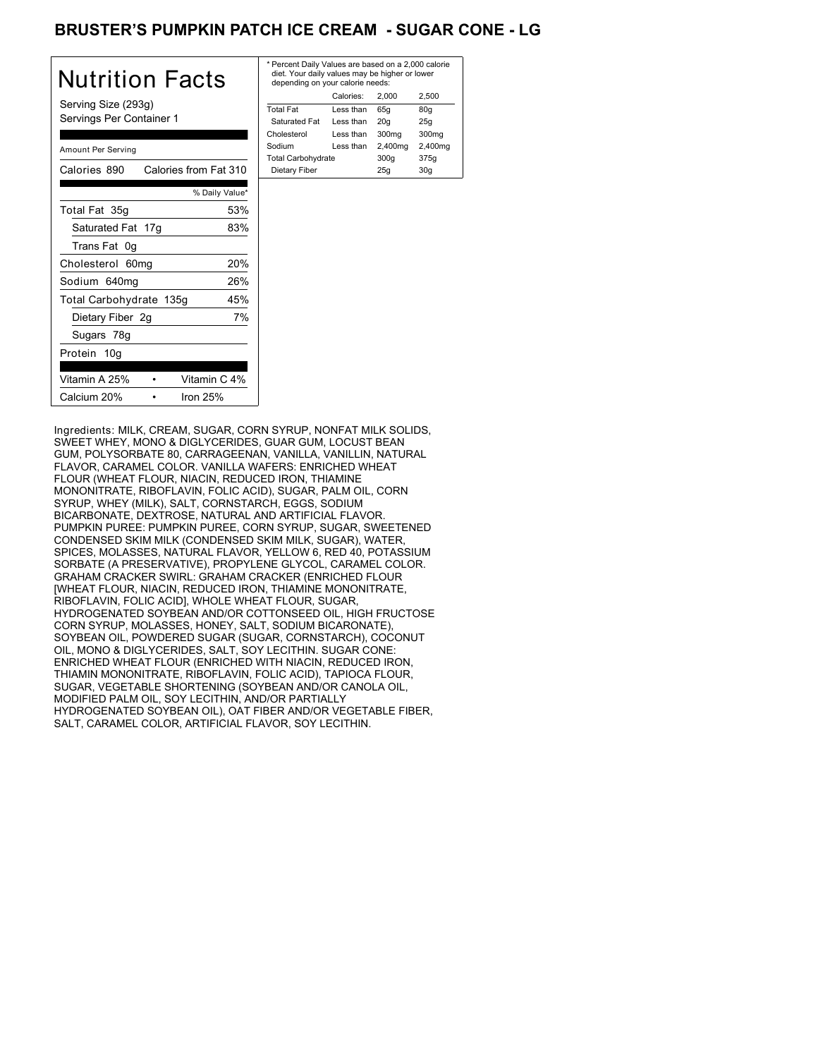# BRUSTER'S PUMPKIN PATCH ICE CREAM - SUGAR CONE - LG

## Nutrition Facts

Serving Size (293g)
Servings Per Container 1

Amount Per Serving

Calories 890 Calories from Fat 310

| | % Daily Value* |
|---|---|
| Total Fat 35g | 53% |
| Saturated Fat 17g | 83% |
| Trans Fat 0g | |
| Cholesterol 60mg | 20% |
| Sodium 640mg | 26% |
| Total Carbohydrate 135g | 45% |
| Dietary Fiber 2g | 7% |
| Sugars 78g | |
| Protein 10g | |

| | | | |
|---|---|---|---|
| Vitamin A 25% | • | Vitamin C 4% | |
| Calcium 20% | • | Iron 25% | |

\* Percent Daily Values are based on a 2,000 calorie diet. Your daily values may be higher or lower depending on your calorie needs:

| | Calories: | 2,000 | 2,500 |
|---|---|---|---|
| Total Fat | Less than | 65g | 80g |
| Saturated Fat | Less than | 20g | 25g |
| Cholesterol | Less than | 300mg | 300mg |
| Sodium | Less than | 2,400mg | 2,400mg |
| Total Carbohydrate | | 300g | 375g |
| Dietary Fiber | | 25g | 30g |

Ingredients: MILK, CREAM, SUGAR, CORN SYRUP, NONFAT MILK SOLIDS, SWEET WHEY, MONO & DIGLYCERIDES, GUAR GUM, LOCUST BEAN GUM, POLYSORBATE 80, CARRAGEENAN, VANILLA, VANILLIN, NATURAL FLAVOR, CARAMEL COLOR. VANILLA WAFERS: ENRICHED WHEAT FLOUR (WHEAT FLOUR, NIACIN, REDUCED IRON, THIAMINE MONONITRATE, RIBOFLAVIN, FOLIC ACID), SUGAR, PALM OIL, CORN SYRUP, WHEY (MILK), SALT, CORNSTARCH, EGGS, SODIUM BICARBONATE, DEXTROSE, NATURAL AND ARTIFICIAL FLAVOR. PUMPKIN PUREE: PUMPKIN PUREE, CORN SYRUP, SUGAR, SWEETENED CONDENSED SKIM MILK (CONDENSED SKIM MILK, SUGAR), WATER, SPICES, MOLASSES, NATURAL FLAVOR, YELLOW 6, RED 40, POTASSIUM SORBATE (A PRESERVATIVE), PROPYLENE GLYCOL, CARAMEL COLOR. GRAHAM CRACKER SWIRL: GRAHAM CRACKER (ENRICHED FLOUR [WHEAT FLOUR, NIACIN, REDUCED IRON, THIAMINE MONONITRATE, RIBOFLAVIN, FOLIC ACID], WHOLE WHEAT FLOUR, SUGAR, HYDROGENATED SOYBEAN AND/OR COTTONSEED OIL, HIGH FRUCTOSE CORN SYRUP, MOLASSES, HONEY, SALT, SODIUM BICARONATE), SOYBEAN OIL, POWDERED SUGAR (SUGAR, CORNSTARCH), COCONUT OIL, MONO & DIGLYCERIDES, SALT, SOY LECITHIN. SUGAR CONE: ENRICHED WHEAT FLOUR (ENRICHED WITH NIACIN, REDUCED IRON, THIAMIN MONONITRATE, RIBOFLAVIN, FOLIC ACID), TAPIOCA FLOUR, SUGAR, VEGETABLE SHORTENING (SOYBEAN AND/OR CANOLA OIL, MODIFIED PALM OIL, SOY LECITHIN, AND/OR PARTIALLY HYDROGENATED SOYBEAN OIL), OAT FIBER AND/OR VEGETABLE FIBER, SALT, CARAMEL COLOR, ARTIFICIAL FLAVOR, SOY LECITHIN.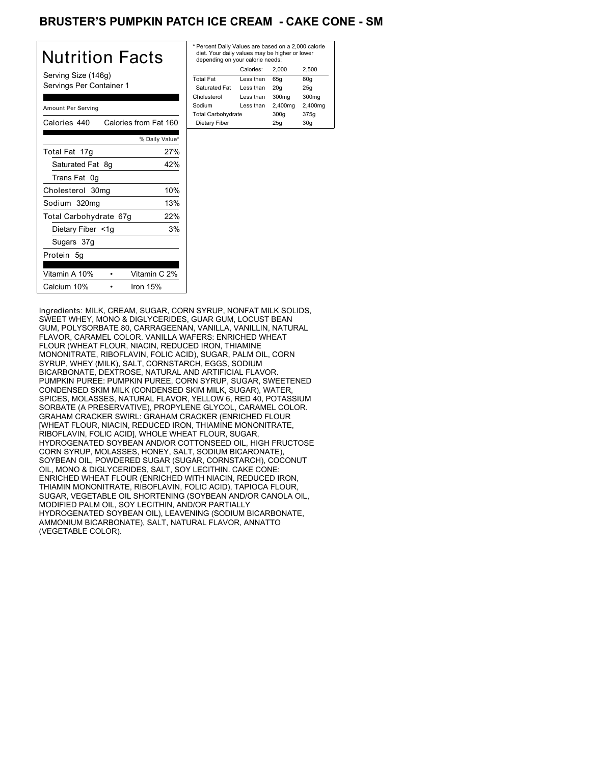# BRUSTER'S PUMPKIN PATCH ICE CREAM - CAKE CONE - SM

## Nutrition Facts

Serving Size (146g)
Servings Per Container 1

Amount Per Serving

Calories 440 Calories from Fat 160

| | % Daily Value* |
|---|---|
| Total Fat 17g | 27% |
| Saturated Fat 8g | 42% |
| Trans Fat 0g | |
| Cholesterol 30mg | 10% |
| Sodium 320mg | 13% |
| Total Carbohydrate 67g | 22% |
| Dietary Fiber <1g | 3% |
| Sugars 37g | |
| Protein 5g | |

| | |
|---|---|
| Vitamin A 10% | Vitamin C 2% |
| Calcium 10% | Iron 15% |

* Percent Daily Values are based on a 2,000 calorie diet. Your daily values may be higher or lower depending on your calorie needs:

| | Calories: | 2,000 | 2,500 |
|---|---|---|---|
| Total Fat | Less than | 65g | 80g |
| Saturated Fat | Less than | 20g | 25g |
| Cholesterol | Less than | 300mg | 300mg |
| Sodium | Less than | 2,400mg | 2,400mg |
| Total Carbohydrate | | 300g | 375g |
| Dietary Fiber | | 25g | 30g |

Ingredients: MILK, CREAM, SUGAR, CORN SYRUP, NONFAT MILK SOLIDS, SWEET WHEY, MONO & DIGLYCERIDES, GUAR GUM, LOCUST BEAN GUM, POLYSORBATE 80, CARRAGEENAN, VANILLA, VANILLIN, NATURAL FLAVOR, CARAMEL COLOR. VANILLA WAFERS: ENRICHED WHEAT FLOUR (WHEAT FLOUR, NIACIN, REDUCED IRON, THIAMINE MONONITRATE, RIBOFLAVIN, FOLIC ACID), SUGAR, PALM OIL, CORN SYRUP, WHEY (MILK), SALT, CORNSTARCH, EGGS, SODIUM BICARBONATE, DEXTROSE, NATURAL AND ARTIFICIAL FLAVOR. PUMPKIN PUREE: PUMPKIN PUREE, CORN SYRUP, SUGAR, SWEETENED CONDENSED SKIM MILK (CONDENSED SKIM MILK, SUGAR), WATER, SPICES, MOLASSES, NATURAL FLAVOR, YELLOW 6, RED 40, POTASSIUM SORBATE (A PRESERVATIVE), PROPYLENE GLYCOL, CARAMEL COLOR. GRAHAM CRACKER SWIRL: GRAHAM CRACKER (ENRICHED FLOUR [WHEAT FLOUR, NIACIN, REDUCED IRON, THIAMINE MONONITRATE, RIBOFLAVIN, FOLIC ACID], WHOLE WHEAT FLOUR, SUGAR, HYDROGENATED SOYBEAN AND/OR COTTONSEED OIL, HIGH FRUCTOSE CORN SYRUP, MOLASSES, HONEY, SALT, SODIUM BICARONATE), SOYBEAN OIL, POWDERED SUGAR (SUGAR, CORNSTARCH), COCONUT OIL, MONO & DIGLYCERIDES, SALT, SOY LECITHIN. CAKE CONE: ENRICHED WHEAT FLOUR (ENRICHED WITH NIACIN, REDUCED IRON, THIAMIN MONONITRATE, RIBOFLAVIN, FOLIC ACID), TAPIOCA FLOUR, SUGAR, VEGETABLE OIL SHORTENING (SOYBEAN AND/OR CANOLA OIL, MODIFIED PALM OIL, SOY LECITHIN, AND/OR PARTIALLY HYDROGENATED SOYBEAN OIL), LEAVENING (SODIUM BICARBONATE, AMMONIUM BICARBONATE), SALT, NATURAL FLAVOR, ANNATTO (VEGETABLE COLOR).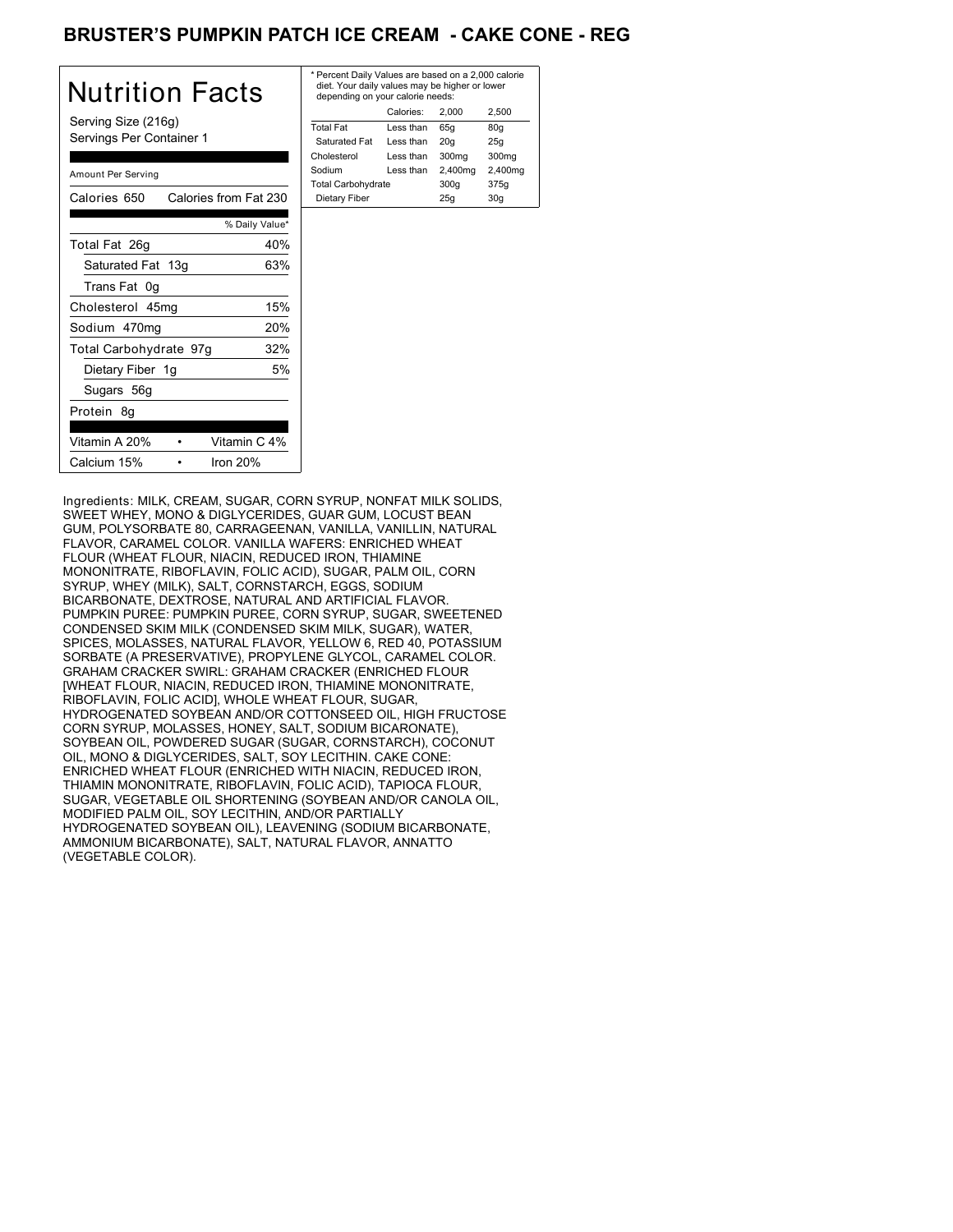## BRUSTER'S PUMPKIN PATCH ICE CREAM - CAKE CONE - REG

# Nutrition Facts

Serving Size (216g)
Servings Per Container 1

Amount Per Serving

| Calories 650 | Calories from Fat 230 |
|---|---|
| | % Daily Value* |
| Total Fat 26g | 40% |
| Saturated Fat 13g | 63% |
| Trans Fat 0g | |
| Cholesterol 45mg | 15% |
| Sodium 470mg | 20% |
| Total Carbohydrate 97g | 32% |
| Dietary Fiber 1g | 5% |
| Sugars 56g | |
| Protein 8g | |
| Vitamin A 20% • | Vitamin C 4% |
| Calcium 15% • | Iron 20% |

* Percent Daily Values are based on a 2,000 calorie diet. Your daily values may be higher or lower depending on your calorie needs:

| | Calories: | 2,000 | 2,500 |
|---|---|---|---|
| Total Fat | Less than | 65g | 80g |
| Saturated Fat | Less than | 20g | 25g |
| Cholesterol | Less than | 300mg | 300mg |
| Sodium | Less than | 2,400mg | 2,400mg |
| Total Carbohydrate | | 300g | 375g |
| Dietary Fiber | | 25g | 30g |

Ingredients: MILK, CREAM, SUGAR, CORN SYRUP, NONFAT MILK SOLIDS, SWEET WHEY, MONO & DIGLYCERIDES, GUAR GUM, LOCUST BEAN GUM, POLYSORBATE 80, CARRAGEENAN, VANILLA, VANILLIN, NATURAL FLAVOR, CARAMEL COLOR. VANILLA WAFERS: ENRICHED WHEAT FLOUR (WHEAT FLOUR, NIACIN, REDUCED IRON, THIAMINE MONONITRATE, RIBOFLAVIN, FOLIC ACID), SUGAR, PALM OIL, CORN SYRUP, WHEY (MILK), SALT, CORNSTARCH, EGGS, SODIUM BICARBONATE, DEXTROSE, NATURAL AND ARTIFICIAL FLAVOR. PUMPKIN PUREE: PUMPKIN PUREE, CORN SYRUP, SUGAR, SWEETENED CONDENSED SKIM MILK (CONDENSED SKIM MILK, SUGAR), WATER, SPICES, MOLASSES, NATURAL FLAVOR, YELLOW 6, RED 40, POTASSIUM SORBATE (A PRESERVATIVE), PROPYLENE GLYCOL, CARAMEL COLOR. GRAHAM CRACKER SWIRL: GRAHAM CRACKER (ENRICHED FLOUR [WHEAT FLOUR, NIACIN, REDUCED IRON, THIAMINE MONONITRATE, RIBOFLAVIN, FOLIC ACID], WHOLE WHEAT FLOUR, SUGAR, HYDROGENATED SOYBEAN AND/OR COTTONSEED OIL, HIGH FRUCTOSE CORN SYRUP, MOLASSES, HONEY, SALT, SODIUM BICARONATE), SOYBEAN OIL, POWDERED SUGAR (SUGAR, CORNSTARCH), COCONUT OIL, MONO & DIGLYCERIDES, SALT, SOY LECITHIN. CAKE CONE: ENRICHED WHEAT FLOUR (ENRICHED WITH NIACIN, REDUCED IRON, THIAMIN MONONITRATE, RIBOFLAVIN, FOLIC ACID), TAPIOCA FLOUR, SUGAR, VEGETABLE OIL SHORTENING (SOYBEAN AND/OR CANOLA OIL, MODIFIED PALM OIL, SOY LECITHIN, AND/OR PARTIALLY HYDROGENATED SOYBEAN OIL), LEAVENING (SODIUM BICARBONATE, AMMONIUM BICARBONATE), SALT, NATURAL FLAVOR, ANNATTO (VEGETABLE COLOR).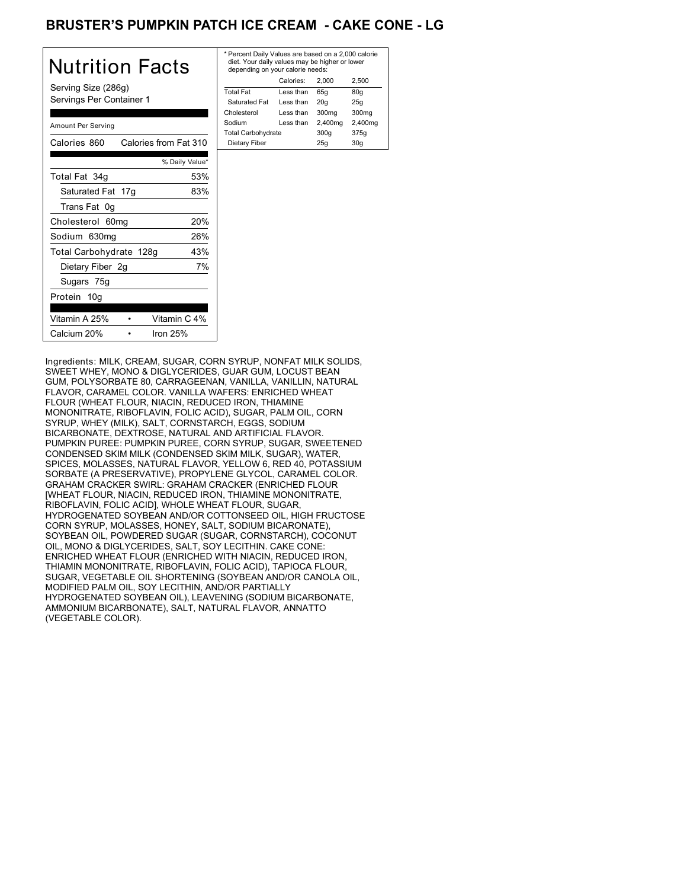# BRUSTER'S PUMPKIN PATCH ICE CREAM - CAKE CONE - LG

## Nutrition Facts

Serving Size (286g)
Servings Per Container 1

Amount Per Serving

| Calories 860 | Calories from Fat 310 |
|---|---|
| | % Daily Value* |
| Total Fat 34g | 53% |
| Saturated Fat 17g | 83% |
| Trans Fat 0g | |
| Cholesterol 60mg | 20% |
| Sodium 630mg | 26% |
| Total Carbohydrate 128g | 43% |
| Dietary Fiber 2g | 7% |
| Sugars 75g | |
| Protein 10g | |
| Vitamin A 25% • | Vitamin C 4% |
| Calcium 20% • | Iron 25% |

\* Percent Daily Values are based on a 2,000 calorie diet. Your daily values may be higher or lower depending on your calorie needs:

| | Calories: | 2,000 | 2,500 |
|---|---|---|---|
| Total Fat | Less than | 65g | 80g |
| Saturated Fat | Less than | 20g | 25g |
| Cholesterol | Less than | 300mg | 300mg |
| Sodium | Less than | 2,400mg | 2,400mg |
| Total Carbohydrate | | 300g | 375g |
| Dietary Fiber | | 25g | 30g |

Ingredients: MILK, CREAM, SUGAR, CORN SYRUP, NONFAT MILK SOLIDS, SWEET WHEY, MONO & DIGLYCERIDES, GUAR GUM, LOCUST BEAN GUM, POLYSORBATE 80, CARRAGEENAN, VANILLA, VANILLIN, NATURAL FLAVOR, CARAMEL COLOR. VANILLA WAFERS: ENRICHED WHEAT FLOUR (WHEAT FLOUR, NIACIN, REDUCED IRON, THIAMINE MONONITRATE, RIBOFLAVIN, FOLIC ACID), SUGAR, PALM OIL, CORN SYRUP, WHEY (MILK), SALT, CORNSTARCH, EGGS, SODIUM BICARBONATE, DEXTROSE, NATURAL AND ARTIFICIAL FLAVOR. PUMPKIN PUREE: PUMPKIN PUREE, CORN SYRUP, SUGAR, SWEETENED CONDENSED SKIM MILK (CONDENSED SKIM MILK, SUGAR), WATER, SPICES, MOLASSES, NATURAL FLAVOR, YELLOW 6, RED 40, POTASSIUM SORBATE (A PRESERVATIVE), PROPYLENE GLYCOL, CARAMEL COLOR. GRAHAM CRACKER SWIRL: GRAHAM CRACKER (ENRICHED FLOUR [WHEAT FLOUR, NIACIN, REDUCED IRON, THIAMINE MONONITRATE, RIBOFLAVIN, FOLIC ACID], WHOLE WHEAT FLOUR, SUGAR, HYDROGENATED SOYBEAN AND/OR COTTONSEED OIL, HIGH FRUCTOSE CORN SYRUP, MOLASSES, HONEY, SALT, SODIUM BICARONATE), SOYBEAN OIL, POWDERED SUGAR (SUGAR, CORNSTARCH), COCONUT OIL, MONO & DIGLYCERIDES, SALT, SOY LECITHIN. CAKE CONE: ENRICHED WHEAT FLOUR (ENRICHED WITH NIACIN, REDUCED IRON, THIAMIN MONONITRATE, RIBOFLAVIN, FOLIC ACID), TAPIOCA FLOUR, SUGAR, VEGETABLE OIL SHORTENING (SOYBEAN AND/OR CANOLA OIL, MODIFIED PALM OIL, SOY LECITHIN, AND/OR PARTIALLY HYDROGENATED SOYBEAN OIL), LEAVENING (SODIUM BICARBONATE, AMMONIUM BICARBONATE), SALT, NATURAL FLAVOR, ANNATTO (VEGETABLE COLOR).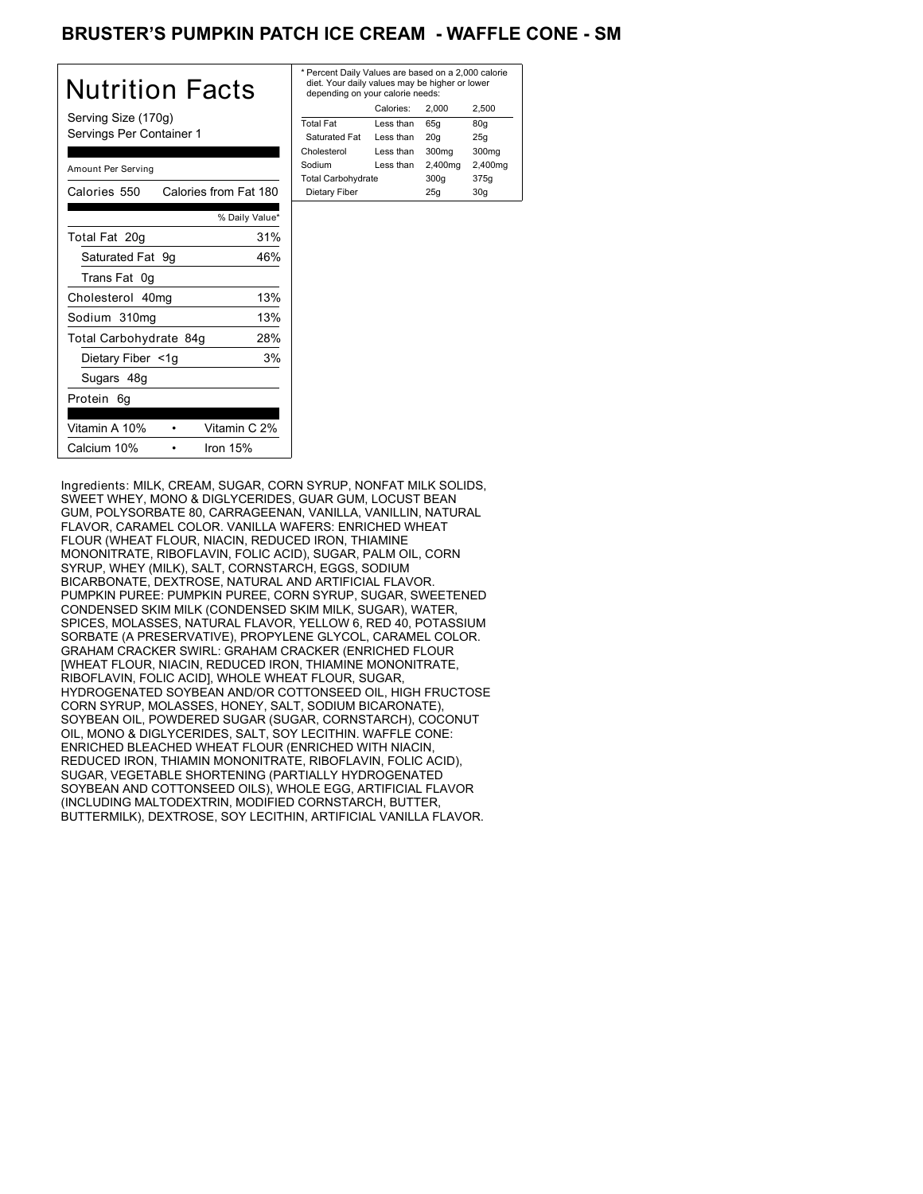# BRUSTER'S PUMPKIN PATCH ICE CREAM - WAFFLE CONE - SM

## Nutrition Facts

Serving Size (170g)
Servings Per Container 1

Amount Per Serving

Calories 550 — Calories from Fat 180

| | % Daily Value* |
|---|---|
| Total Fat 20g | 31% |
| Saturated Fat 9g | 46% |
| Trans Fat 0g | |
| Cholesterol 40mg | 13% |
| Sodium 310mg | 13% |
| Total Carbohydrate 84g | 28% |
| Dietary Fiber <1g | 3% |
| Sugars 48g | |
| Protein 6g | |

| | |
|---|---|
| Vitamin A 10% | Vitamin C 2% |
| Calcium 10% | Iron 15% |

* Percent Daily Values are based on a 2,000 calorie diet. Your daily values may be higher or lower depending on your calorie needs:

| | Calories: | 2,000 | 2,500 |
|---|---|---|---|
| Total Fat | Less than | 65g | 80g |
| Saturated Fat | Less than | 20g | 25g |
| Cholesterol | Less than | 300mg | 300mg |
| Sodium | Less than | 2,400mg | 2,400mg |
| Total Carbohydrate | | 300g | 375g |
| Dietary Fiber | | 25g | 30g |

Ingredients: MILK, CREAM, SUGAR, CORN SYRUP, NONFAT MILK SOLIDS, SWEET WHEY, MONO & DIGLYCERIDES, GUAR GUM, LOCUST BEAN GUM, POLYSORBATE 80, CARRAGEENAN, VANILLA, VANILLIN, NATURAL FLAVOR, CARAMEL COLOR. VANILLA WAFERS: ENRICHED WHEAT FLOUR (WHEAT FLOUR, NIACIN, REDUCED IRON, THIAMINE MONONITRATE, RIBOFLAVIN, FOLIC ACID), SUGAR, PALM OIL, CORN SYRUP, WHEY (MILK), SALT, CORNSTARCH, EGGS, SODIUM BICARBONATE, DEXTROSE, NATURAL AND ARTIFICIAL FLAVOR. PUMPKIN PUREE: PUMPKIN PUREE, CORN SYRUP, SUGAR, SWEETENED CONDENSED SKIM MILK (CONDENSED SKIM MILK, SUGAR), WATER, SPICES, MOLASSES, NATURAL FLAVOR, YELLOW 6, RED 40, POTASSIUM SORBATE (A PRESERVATIVE), PROPYLENE GLYCOL, CARAMEL COLOR. GRAHAM CRACKER SWIRL: GRAHAM CRACKER (ENRICHED FLOUR [WHEAT FLOUR, NIACIN, REDUCED IRON, THIAMINE MONONITRATE, RIBOFLAVIN, FOLIC ACID], WHOLE WHEAT FLOUR, SUGAR, HYDROGENATED SOYBEAN AND/OR COTTONSEED OIL, HIGH FRUCTOSE CORN SYRUP, MOLASSES, HONEY, SALT, SODIUM BICARONATE), SOYBEAN OIL, POWDERED SUGAR (SUGAR, CORNSTARCH), COCONUT OIL, MONO & DIGLYCERIDES, SALT, SOY LECITHIN. WAFFLE CONE: ENRICHED BLEACHED WHEAT FLOUR (ENRICHED WITH NIACIN, REDUCED IRON, THIAMIN MONONITRATE, RIBOFLAVIN, FOLIC ACID), SUGAR, VEGETABLE SHORTENING (PARTIALLY HYDROGENATED SOYBEAN AND COTTONSEED OILS), WHOLE EGG, ARTIFICIAL FLAVOR (INCLUDING MALTODEXTRIN, MODIFIED CORNSTARCH, BUTTER, BUTTERMILK), DEXTROSE, SOY LECITHIN, ARTIFICIAL VANILLA FLAVOR.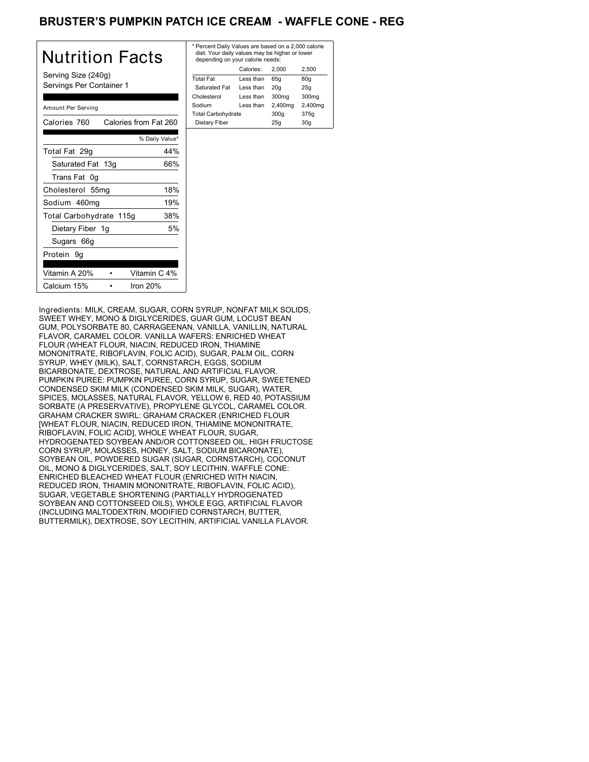# BRUSTER'S PUMPKIN PATCH ICE CREAM - WAFFLE CONE - REG

## Nutrition Facts

Serving Size (240g)
Servings Per Container 1

Amount Per Serving

| Calories 760 | Calories from Fat 260 |
|---|---|
| | % Daily Value* |
| Total Fat 29g | 44% |
| Saturated Fat 13g | 66% |
| Trans Fat 0g | |
| Cholesterol 55mg | 18% |
| Sodium 460mg | 19% |
| Total Carbohydrate 115g | 38% |
| Dietary Fiber 1g | 5% |
| Sugars 66g | |
| Protein 9g | |

| Vitamin A 20% | • | Vitamin C 4% |
|---|---|---|
| Calcium 15% | • | Iron 20% |

* Percent Daily Values are based on a 2,000 calorie diet. Your daily values may be higher or lower depending on your calorie needs:

| | Calories: | 2,000 | 2,500 |
|---|---|---|---|
| Total Fat | Less than | 65g | 80g |
| Saturated Fat | Less than | 20g | 25g |
| Cholesterol | Less than | 300mg | 300mg |
| Sodium | Less than | 2,400mg | 2,400mg |
| Total Carbohydrate | | 300g | 375g |
| Dietary Fiber | | 25g | 30g |

Ingredients: MILK, CREAM, SUGAR, CORN SYRUP, NONFAT MILK SOLIDS, SWEET WHEY, MONO & DIGLYCERIDES, GUAR GUM, LOCUST BEAN GUM, POLYSORBATE 80, CARRAGEENAN, VANILLA, VANILLIN, NATURAL FLAVOR, CARAMEL COLOR. VANILLA WAFERS: ENRICHED WHEAT FLOUR (WHEAT FLOUR, NIACIN, REDUCED IRON, THIAMINE MONONITRATE, RIBOFLAVIN, FOLIC ACID), SUGAR, PALM OIL, CORN SYRUP, WHEY (MILK), SALT, CORNSTARCH, EGGS, SODIUM BICARBONATE, DEXTROSE, NATURAL AND ARTIFICIAL FLAVOR. PUMPKIN PUREE: PUMPKIN PUREE, CORN SYRUP, SUGAR, SWEETENED CONDENSED SKIM MILK (CONDENSED SKIM MILK, SUGAR), WATER, SPICES, MOLASSES, NATURAL FLAVOR, YELLOW 6, RED 40, POTASSIUM SORBATE (A PRESERVATIVE), PROPYLENE GLYCOL, CARAMEL COLOR. GRAHAM CRACKER SWIRL: GRAHAM CRACKER (ENRICHED FLOUR [WHEAT FLOUR, NIACIN, REDUCED IRON, THIAMINE MONONITRATE, RIBOFLAVIN, FOLIC ACID], WHOLE WHEAT FLOUR, SUGAR, HYDROGENATED SOYBEAN AND/OR COTTONSEED OIL, HIGH FRUCTOSE CORN SYRUP, MOLASSES, HONEY, SALT, SODIUM BICARONATE), SOYBEAN OIL, POWDERED SUGAR (SUGAR, CORNSTARCH), COCONUT OIL, MONO & DIGLYCERIDES, SALT, SOY LECITHIN. WAFFLE CONE: ENRICHED BLEACHED WHEAT FLOUR (ENRICHED WITH NIACIN, REDUCED IRON, THIAMIN MONONITRATE, RIBOFLAVIN, FOLIC ACID), SUGAR, VEGETABLE SHORTENING (PARTIALLY HYDROGENATED SOYBEAN AND COTTONSEED OILS), WHOLE EGG, ARTIFICIAL FLAVOR (INCLUDING MALTODEXTRIN, MODIFIED CORNSTARCH, BUTTER, BUTTERMILK), DEXTROSE, SOY LECITHIN, ARTIFICIAL VANILLA FLAVOR.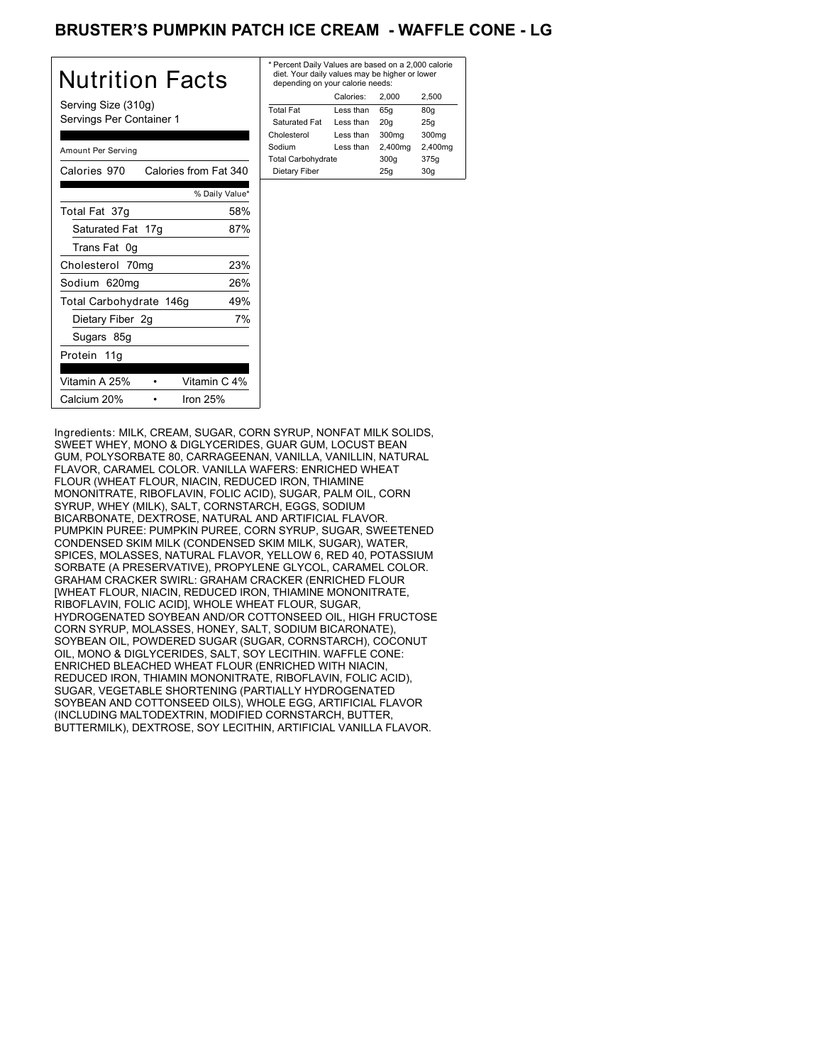# BRUSTER'S PUMPKIN PATCH ICE CREAM - WAFFLE CONE - LG

## Nutrition Facts

Serving Size (310g)
Servings Per Container 1

Amount Per Serving

| | |
|---|---|
| Calories 970 | Calories from Fat 340 |
| | % Daily Value* |
| Total Fat 37g | 58% |
| Saturated Fat 17g | 87% |
| Trans Fat 0g | |
| Cholesterol 70mg | 23% |
| Sodium 620mg | 26% |
| Total Carbohydrate 146g | 49% |
| Dietary Fiber 2g | 7% |
| Sugars 85g | |
| Protein 11g | |
| Vitamin A 25% • | Vitamin C 4% |
| Calcium 20% • | Iron 25% |

* Percent Daily Values are based on a 2,000 calorie diet. Your daily values may be higher or lower depending on your calorie needs:

| | | | |
|---|---|---|---|
| | Calories: | 2,000 | 2,500 |
| Total Fat | Less than | 65g | 80g |
| Saturated Fat | Less than | 20g | 25g |
| Cholesterol | Less than | 300mg | 300mg |
| Sodium | Less than | 2,400mg | 2,400mg |
| Total Carbohydrate | | 300g | 375g |
| Dietary Fiber | | 25g | 30g |

Ingredients: MILK, CREAM, SUGAR, CORN SYRUP, NONFAT MILK SOLIDS, SWEET WHEY, MONO & DIGLYCERIDES, GUAR GUM, LOCUST BEAN GUM, POLYSORBATE 80, CARRAGEENAN, VANILLA, VANILLIN, NATURAL FLAVOR, CARAMEL COLOR. VANILLA WAFERS: ENRICHED WHEAT FLOUR (WHEAT FLOUR, NIACIN, REDUCED IRON, THIAMINE MONONITRATE, RIBOFLAVIN, FOLIC ACID), SUGAR, PALM OIL, CORN SYRUP, WHEY (MILK), SALT, CORNSTARCH, EGGS, SODIUM BICARBONATE, DEXTROSE, NATURAL AND ARTIFICIAL FLAVOR. PUMPKIN PUREE: PUMPKIN PUREE, CORN SYRUP, SUGAR, SWEETENED CONDENSED SKIM MILK (CONDENSED SKIM MILK, SUGAR), WATER, SPICES, MOLASSES, NATURAL FLAVOR, YELLOW 6, RED 40, POTASSIUM SORBATE (A PRESERVATIVE), PROPYLENE GLYCOL, CARAMEL COLOR. GRAHAM CRACKER SWIRL: GRAHAM CRACKER (ENRICHED FLOUR [WHEAT FLOUR, NIACIN, REDUCED IRON, THIAMINE MONONITRATE, RIBOFLAVIN, FOLIC ACID], WHOLE WHEAT FLOUR, SUGAR, HYDROGENATED SOYBEAN AND/OR COTTONSEED OIL, HIGH FRUCTOSE CORN SYRUP, MOLASSES, HONEY, SALT, SODIUM BICARONATE), SOYBEAN OIL, POWDERED SUGAR (SUGAR, CORNSTARCH), COCONUT OIL, MONO & DIGLYCERIDES, SALT, SOY LECITHIN. WAFFLE CONE: ENRICHED BLEACHED WHEAT FLOUR (ENRICHED WITH NIACIN, REDUCED IRON, THIAMIN MONONITRATE, RIBOFLAVIN, FOLIC ACID), SUGAR, VEGETABLE SHORTENING (PARTIALLY HYDROGENATED SOYBEAN AND COTTONSEED OILS), WHOLE EGG, ARTIFICIAL FLAVOR (INCLUDING MALTODEXTRIN, MODIFIED CORNSTARCH, BUTTER, BUTTERMILK), DEXTROSE, SOY LECITHIN, ARTIFICIAL VANILLA FLAVOR.